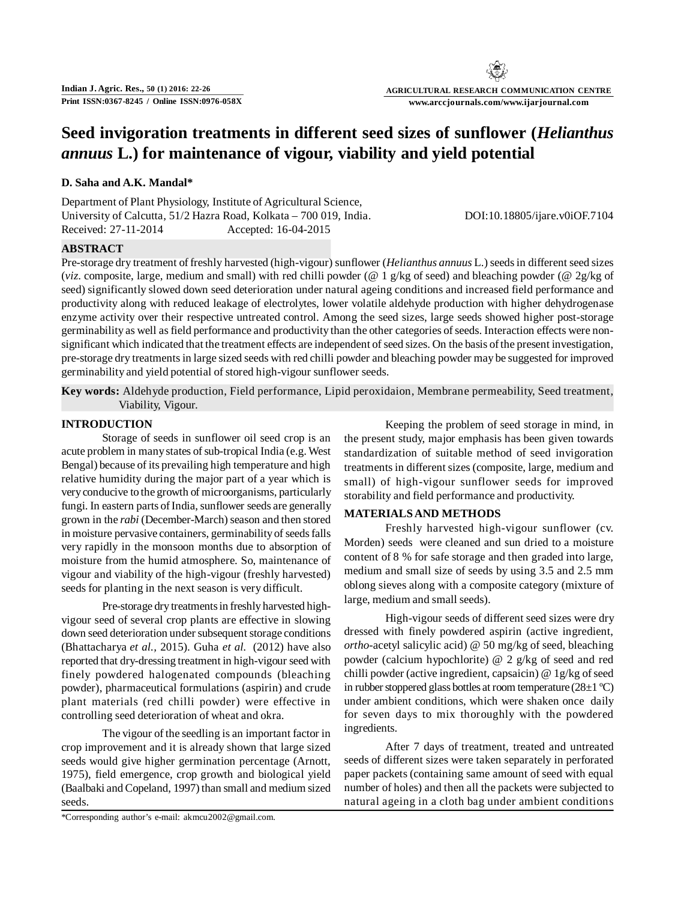# Seed invigoration treatments in different seed sizes of sunflower (*Helianthus annuus* L.) for maintenance of vigour, viability and yield potential

**D. Saha and A.K. Mandal***

Department of Plant Physiology, Institute of Agricultural Science,
University of Calcutta, 51/2 Hazra Road, Kolkata – 700 019, India.
DOI:10.18805/ijare.v0iOF.7104
Received: 27-11-2014 Accepted: 16-04-2015

## ABSTRACT

Pre-storage dry treatment of freshly harvested (high-vigour) sunflower (*Helianthus annuus* L.) seeds in different seed sizes (*viz.* composite, large, medium and small) with red chilli powder (@ 1 g/kg of seed) and bleaching powder (@ 2g/kg of seed) significantly slowed down seed deterioration under natural ageing conditions and increased field performance and productivity along with reduced leakage of electrolytes, lower volatile aldehyde production with higher dehydrogenase enzyme activity over their respective untreated control. Among the seed sizes, large seeds showed higher post-storage germinability as well as field performance and productivity than the other categories of seeds. Interaction effects were non-significant which indicated that the treatment effects are independent of seed sizes. On the basis of the present investigation, pre-storage dry treatments in large sized seeds with red chilli powder and bleaching powder may be suggested for improved germinability and yield potential of stored high-vigour sunflower seeds.

**Key words:** Aldehyde production, Field performance, Lipid peroxidaion, Membrane permeability, Seed treatment, Viability, Vigour.

## INTRODUCTION

Storage of seeds in sunflower oil seed crop is an acute problem in many states of sub-tropical India (e.g. West Bengal) because of its prevailing high temperature and high relative humidity during the major part of a year which is very conducive to the growth of microorganisms, particularly fungi. In eastern parts of India, sunflower seeds are generally grown in the *rabi* (December-March) season and then stored in moisture pervasive containers, germinability of seeds falls very rapidly in the monsoon months due to absorption of moisture from the humid atmosphere. So, maintenance of vigour and viability of the high-vigour (freshly harvested) seeds for planting in the next season is very difficult.

Pre-storage dry treatments in freshly harvested high-vigour seed of several crop plants are effective in slowing down seed deterioration under subsequent storage conditions (Bhattacharya *et al.,* 2015). Guha *et al.* (2012) have also reported that dry-dressing treatment in high-vigour seed with finely powdered halogenated compounds (bleaching powder), pharmaceutical formulations (aspirin) and crude plant materials (red chilli powder) were effective in controlling seed deterioration of wheat and okra.

The vigour of the seedling is an important factor in crop improvement and it is already shown that large sized seeds would give higher germination percentage (Arnott, 1975), field emergence, crop growth and biological yield (Baalbaki and Copeland, 1997) than small and medium sized seeds.

Keeping the problem of seed storage in mind, in the present study, major emphasis has been given towards standardization of suitable method of seed invigoration treatments in different sizes (composite, large, medium and small) of high-vigour sunflower seeds for improved storability and field performance and productivity.

## MATERIALS AND METHODS

Freshly harvested high-vigour sunflower (cv. Morden) seeds were cleaned and sun dried to a moisture content of 8 % for safe storage and then graded into large, medium and small size of seeds by using 3.5 and 2.5 mm oblong sieves along with a composite category (mixture of large, medium and small seeds).

High-vigour seeds of different seed sizes were dry dressed with finely powdered aspirin (active ingredient, *ortho*-acetyl salicylic acid) @ 50 mg/kg of seed, bleaching powder (calcium hypochlorite) @ 2 g/kg of seed and red chilli powder (active ingredient, capsaicin) @ 1g/kg of seed in rubber stoppered glass bottles at room temperature (28±1 ºC) under ambient conditions, which were shaken once daily for seven days to mix thoroughly with the powdered ingredients.

After 7 days of treatment, treated and untreated seeds of different sizes were taken separately in perforated paper packets (containing same amount of seed with equal number of holes) and then all the packets were subjected to natural ageing in a cloth bag under ambient conditions

*Corresponding author's e-mail: akmcu2002@gmail.com.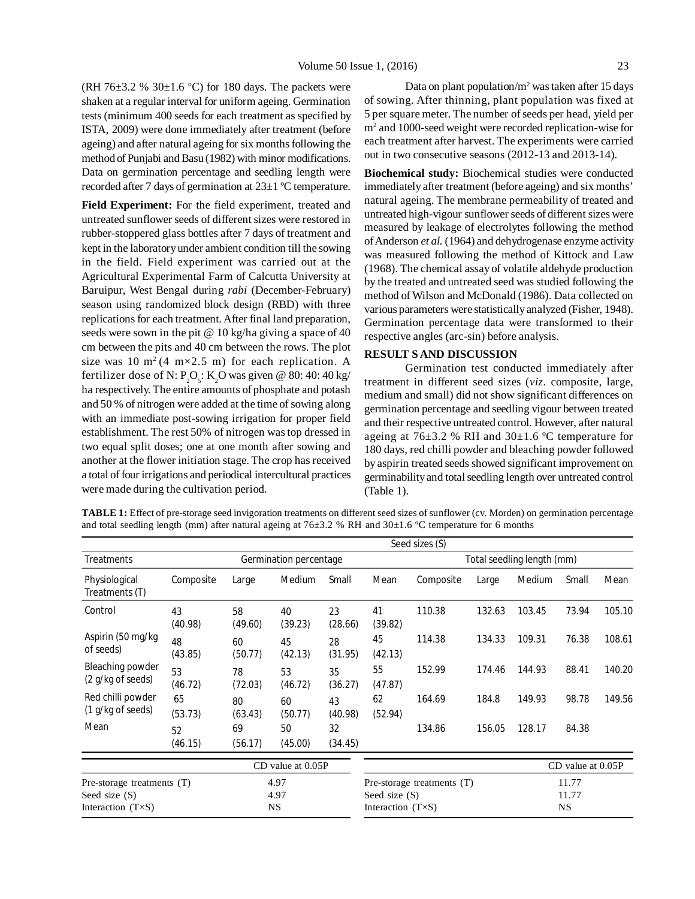(RH 76±3.2 % 30±1.6 °C) for 180 days. The packets were shaken at a regular interval for uniform ageing. Germination tests (minimum 400 seeds for each treatment as specified by ISTA, 2009) were done immediately after treatment (before ageing) and after natural ageing for six months following the method of Punjabi and Basu (1982) with minor modifications. Data on germination percentage and seedling length were recorded after 7 days of germination at 23±1 ºC temperature.

**Field Experiment:** For the field experiment, treated and untreated sunflower seeds of different sizes were restored in rubber-stoppered glass bottles after 7 days of treatment and kept in the laboratory under ambient condition till the sowing in the field. Field experiment was carried out at the Agricultural Experimental Farm of Calcutta University at Baruipur, West Bengal during *rabi* (December-February) season using randomized block design (RBD) with three replications for each treatment. After final land preparation, seeds were sown in the pit @ 10 kg/ha giving a space of 40 cm between the pits and 40 cm between the rows. The plot size was 10 $m^2$ (4 m×2.5 m) for each replication. A fertilizer dose of N: $P_2O_5$: $K_2O$ was given @ 80: 40: 40 kg/ha respectively. The entire amounts of phosphate and potash and 50 % of nitrogen were added at the time of sowing along with an immediate post-sowing irrigation for proper field establishment. The rest 50% of nitrogen was top dressed in two equal split doses; one at one month after sowing and another at the flower initiation stage. The crop has received a total of four irrigations and periodical intercultural practices were made during the cultivation period.

Data on plant population/$m^2$ was taken after 15 days of sowing. After thinning, plant population was fixed at 5 per square meter. The number of seeds per head, yield per $m^2$ and 1000-seed weight were recorded replication-wise for each treatment after harvest. The experiments were carried out in two consecutive seasons (2012-13 and 2013-14).

**Biochemical study:** Biochemical studies were conducted immediately after treatment (before ageing) and six months' natural ageing. The membrane permeability of treated and untreated high-vigour sunflower seeds of different sizes were measured by leakage of electrolytes following the method of Anderson *et al.* (1964) and dehydrogenase enzyme activity was measured following the method of Kittock and Law (1968). The chemical assay of volatile aldehyde production by the treated and untreated seed was studied following the method of Wilson and McDonald (1986). Data collected on various parameters were statistically analyzed (Fisher, 1948). Germination percentage data were transformed to their respective angles (arc-sin) before analysis.

## RESULT S AND DISCUSSION

Germination test conducted immediately after treatment in different seed sizes (*viz*. composite, large, medium and small) did not show significant differences on germination percentage and seedling vigour between treated and their respective untreated control. However, after natural ageing at 76±3.2 % RH and 30±1.6 ºC temperature for 180 days, red chilli powder and bleaching powder followed by aspirin treated seeds showed significant improvement on germinability and total seedling length over untreated control (Table 1).

**TABLE 1:** Effect of pre-storage seed invigoration treatments on different seed sizes of sunflower (cv. Morden) on germination percentage and total seedling length (mm) after natural ageing at 76±3.2 % RH and 30±1.6 °C temperature for 6 months

| | Seed sizes (S) | | | | | | | | | |
|---|---|---|---|---|---|---|---|---|---|---|
| Treatments | Germination percentage | | | | | Total seedling length (mm) | | | | |
| Physiological Treatments (T) | Composite | Large | Medium | Small | Mean | Composite | Large | Medium | Small | Mean |
| Control | 43 (40.98) | 58 (49.60) | 40 (39.23) | 23 (28.66) | 41 (39.82) | 110.38 | 132.63 | 103.45 | 73.94 | 105.10 |
| Aspirin (50 mg/kg of seeds) | 48 (43.85) | 60 (50.77) | 45 (42.13) | 28 (31.95) | 45 (42.13) | 114.38 | 134.33 | 109.31 | 76.38 | 108.61 |
| Bleaching powder (2 g/kg of seeds) | 53 (46.72) | 78 (72.03) | 53 (46.72) | 35 (36.27) | 55 (47.87) | 152.99 | 174.46 | 144.93 | 88.41 | 140.20 |
| Red chilli powder (1 g/kg of seeds) | 65 (53.73) | 80 (63.43) | 60 (50.77) | 43 (40.98) | 62 (52.94) | 164.69 | 184.8 | 149.93 | 98.78 | 149.56 |
| Mean | 52 (46.15) | 69 (56.17) | 50 (45.00) | 32 (34.45) | | 134.86 | 156.05 | 128.17 | 84.38 | |

| | CD value at 0.05P | | CD value at 0.05P |
|---|---|---|---|
| Pre-storage treatments (T) | 4.97 | Pre-storage treatments (T) | 11.77 |
| Seed size (S) | 4.97 | Seed size (S) | 11.77 |
| Interaction (T×S) | NS | Interaction (T×S) | NS |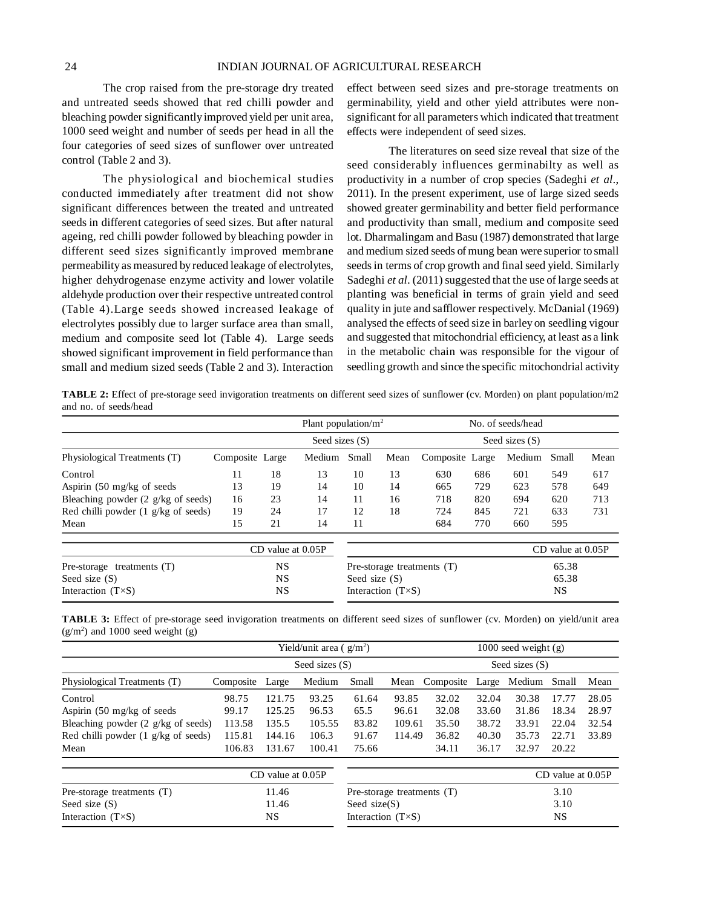The crop raised from the pre-storage dry treated and untreated seeds showed that red chilli powder and bleaching powder significantly improved yield per unit area, 1000 seed weight and number of seeds per head in all the four categories of seed sizes of sunflower over untreated control (Table 2 and 3).

The physiological and biochemical studies conducted immediately after treatment did not show significant differences between the treated and untreated seeds in different categories of seed sizes. But after natural ageing, red chilli powder followed by bleaching powder in different seed sizes significantly improved membrane permeability as measured by reduced leakage of electrolytes, higher dehydrogenase enzyme activity and lower volatile aldehyde production over their respective untreated control (Table 4).Large seeds showed increased leakage of electrolytes possibly due to larger surface area than small, medium and composite seed lot (Table 4). Large seeds showed significant improvement in field performance than small and medium sized seeds (Table 2 and 3). Interaction effect between seed sizes and pre-storage treatments on germinability, yield and other yield attributes were non-significant for all parameters which indicated that treatment effects were independent of seed sizes.

The literatures on seed size reveal that size of the seed considerably influences germinabilty as well as productivity in a number of crop species (Sadeghi *et al*., 2011). In the present experiment, use of large sized seeds showed greater germinability and better field performance and productivity than small, medium and composite seed lot. Dharmalingam and Basu (1987) demonstrated that large and medium sized seeds of mung bean were superior to small seeds in terms of crop growth and final seed yield. Similarly Sadeghi *et al*. (2011) suggested that the use of large seeds at planting was beneficial in terms of grain yield and seed quality in jute and safflower respectively. McDanial (1969) analysed the effects of seed size in barley on seedling vigour and suggested that mitochondrial efficiency, at least as a link in the metabolic chain was responsible for the vigour of seedling growth and since the specific mitochondrial activity

**TABLE 2:** Effect of pre-storage seed invigoration treatments on different seed sizes of sunflower (cv. Morden) on plant population/m2 and no. of seeds/head

| | Plant population/$m^2$ | | | | | No. of seeds/head | | | | |
|---|---|---|---|---|---|---|---|---|---|---|
| | Seed sizes (S) | | | | | Seed sizes (S) | | | | |
| Physiological Treatments (T) | Composite | Large | Medium | Small | Mean | Composite | Large | Medium | Small | Mean |
| Control | 11 | 18 | 13 | 10 | 13 | 630 | 686 | 601 | 549 | 617 |
| Aspirin (50 mg/kg of seeds | 13 | 19 | 14 | 10 | 14 | 665 | 729 | 623 | 578 | 649 |
| Bleaching powder (2 g/kg of seeds) | 16 | 23 | 14 | 11 | 16 | 718 | 820 | 694 | 620 | 713 |
| Red chilli powder (1 g/kg of seeds) | 19 | 24 | 17 | 12 | 18 | 724 | 845 | 721 | 633 | 731 |
| Mean | 15 | 21 | 14 | 11 | | 684 | 770 | 660 | 595 | |

| | CD value at 0.05P | | CD value at 0.05P |
|---|---|---|---|
| Pre-storage treatments (T) | NS | Pre-storage treatments (T) | 65.38 |
| Seed size (S) | NS | Seed size (S) | 65.38 |
| Interaction (T×S) | NS | Interaction (T×S) | NS |

**TABLE 3:** Effect of pre-storage seed invigoration treatments on different seed sizes of sunflower (cv. Morden) on yield/unit area ($g/m^2$) and 1000 seed weight (g)

| | Yield/unit area ( $g/m^2$) | | | | | 1000 seed weight (g) | | | | |
|---|---|---|---|---|---|---|---|---|---|---|
| | Seed sizes (S) | | | | | Seed sizes (S) | | | | |
| Physiological Treatments (T) | Composite | Large | Medium | Small | Mean | Composite | Large | Medium | Small | Mean |
| Control | 98.75 | 121.75 | 93.25 | 61.64 | 93.85 | 32.02 | 32.04 | 30.38 | 17.77 | 28.05 |
| Aspirin (50 mg/kg of seeds | 99.17 | 125.25 | 96.53 | 65.5 | 96.61 | 32.08 | 33.60 | 31.86 | 18.34 | 28.97 |
| Bleaching powder (2 g/kg of seeds) | 113.58 | 135.5 | 105.55 | 83.82 | 109.61 | 35.50 | 38.72 | 33.91 | 22.04 | 32.54 |
| Red chilli powder (1 g/kg of seeds) | 115.81 | 144.16 | 106.3 | 91.67 | 114.49 | 36.82 | 40.30 | 35.73 | 22.71 | 33.89 |
| Mean | 106.83 | 131.67 | 100.41 | 75.66 | | 34.11 | 36.17 | 32.97 | 20.22 | |

| | CD value at 0.05P | | CD value at 0.05P |
|---|---|---|---|
| Pre-storage treatments (T) | 11.46 | Pre-storage treatments (T) | 3.10 |
| Seed size (S) | 11.46 | Seed size(S) | 3.10 |
| Interaction (T×S) | NS | Interaction (T×S) | NS |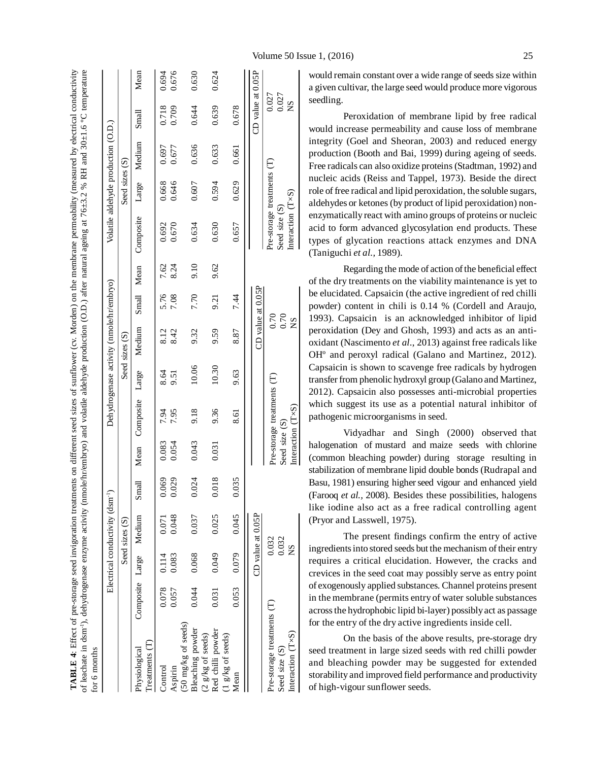**TABLE 4**: Effect of pre-storage seed invigoration treatments on different seed sizes of sunflower (cv. Morden) on the membrane permeability (measured by electrical conductivity of leachate in dsm$^{-1}$), dehydrogenase enzyme activity (nmole/hr/embryo) and volatile aldehyde production (O.D.) after natural ageing at 76±3.2 % RH and 30±1.6 °C temperature for 6 months

| Physiological Treatments (T) | Electrical conductivity (dsm$^{-1}$) | | | | | Dehydrogenase activity (nmole/hr/embryo) | | | | | Volatile aldehyde production (O.D.) | | | | |
|---|---|---|---|---|---|---|---|---|---|---|---|---|---|---|---|
| | Seed sizes (S) | | | | | Seed sizes (S) | | | | | Seed sizes (S) | | | | |
| | Composite | Large | Medium | Small | Mean | Composite | Large | Medium | Small | Mean | Composite | Large | Medium | Small | Mean |
| Control | 0.078 | 0.114 | 0.071 | 0.069 | 0.083 | 7.94 | 8.64 | 8.12 | 5.76 | 7.62 | 0.692 | 0.668 | 0.697 | 0.718 | 0.694 |
| Aspirin (50 mg/kg of seeds) | 0.057 | 0.083 | 0.048 | 0.029 | 0.054 | 7.95 | 9.51 | 8.42 | 7.08 | 8.24 | 0.670 | 0.646 | 0.677 | 0.709 | 0.676 |
| Bleaching powder (2 g/kg of seeds) | 0.044 | 0.068 | 0.037 | 0.024 | 0.043 | 9.18 | 10.06 | 9.32 | 7.70 | 9.10 | 0.634 | 0.607 | 0.636 | 0.644 | 0.630 |
| Red chilli powder (1 g/kg of seeds) | 0.031 | 0.049 | 0.025 | 0.018 | 0.031 | 9.36 | 10.30 | 9.59 | 9.21 | 9.62 | 0.630 | 0.594 | 0.633 | 0.639 | 0.624 |
| Mean | 0.053 | 0.079 | 0.045 | 0.035 | | 8.61 | 9.63 | 8.87 | 7.44 | | 0.657 | 0.629 | 0.661 | 0.678 | |

| | CD value at 0.05P | | CD value at 0.05P | | CD value at 0.05P |
|---|---|---|---|---|---|
| Pre-storage treatments (T) | 0.032 | Pre-storage treatments (T) | 0.70 | Pre-storage treatments (T) | 0.027 |
| Seed size (S) | 0.032 | Seed size (S) | 0.70 | Seed size (S) | 0.027 |
| Interaction (T×S) | NS | Interaction (T×S) | NS | Interaction (T×S) | NS |

would remain constant over a wide range of seeds size within a given cultivar, the large seed would produce more vigorous seedling.

Peroxidation of membrane lipid by free radical would increase permeability and cause loss of membrane integrity (Goel and Sheoran, 2003) and reduced energy production (Booth and Bai, 1999) during ageing of seeds. Free radicals can also oxidize proteins (Stadtman, 1992) and nucleic acids (Reiss and Tappel, 1973). Beside the direct role of free radical and lipid peroxidation, the soluble sugars, aldehydes or ketones (by product of lipid peroxidation) non-enzymatically react with amino groups of proteins or nucleic acid to form advanced glycosylation end products. These types of glycation reactions attack enzymes and DNA (Taniguchi *et al.,* 1989).

Regarding the mode of action of the beneficial effect of the dry treatments on the viability maintenance is yet to be elucidated. Capsaicin (the active ingredient of red chilli powder) content in chili is 0.14 % (Cordell and Araujo, 1993). Capsaicin is an acknowledged inhibitor of lipid peroxidation (Dey and Ghosh, 1993) and acts as an anti-oxidant (Nascimento *et al*., 2013) against free radicals like OH$^{o}$ and peroxyl radical (Galano and Martinez, 2012). Capsaicin is shown to scavenge free radicals by hydrogen transfer from phenolic hydroxyl group (Galano and Martinez, 2012). Capsaicin also possesses anti-microbial properties which suggest its use as a potential natural inhibitor of pathogenic microorganisms in seed.

Vidyadhar and Singh (2000) observed that halogenation of mustard and maize seeds with chlorine (common bleaching powder) during storage resulting in stabilization of membrane lipid double bonds (Rudrapal and Basu, 1981) ensuring higher seed vigour and enhanced yield (Farooq *et al.,* 2008). Besides these possibilities, halogens like iodine also act as a free radical controlling agent (Pryor and Lasswell, 1975).

The present findings confirm the entry of active ingredients into stored seeds but the mechanism of their entry requires a critical elucidation. However, the cracks and crevices in the seed coat may possibly serve as entry point of exogenously applied substances. Channel proteins present in the membrane (permits entry of water soluble substances across the hydrophobic lipid bi-layer) possibly act as passage for the entry of the dry active ingredients inside cell.

On the basis of the above results, pre-storage dry seed treatment in large sized seeds with red chilli powder and bleaching powder may be suggested for extended storability and improved field performance and productivity of high-vigour sunflower seeds.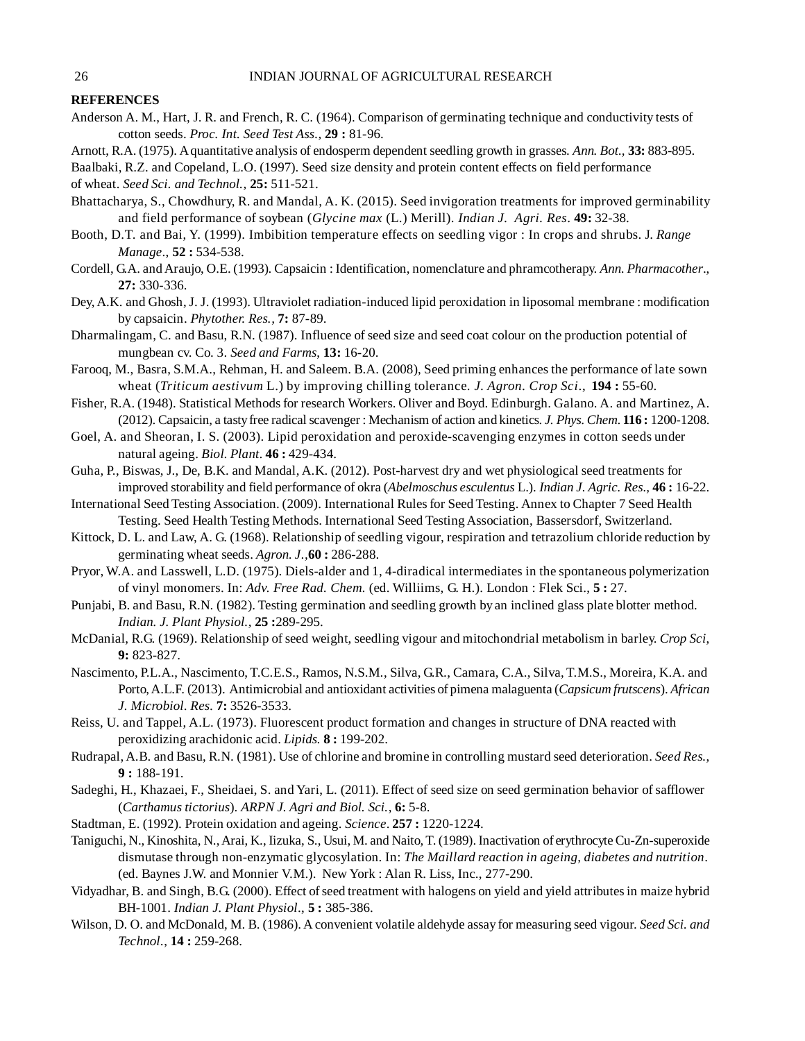**REFERENCES**

Anderson A. M., Hart, J. R. and French, R. C. (1964). Comparison of germinating technique and conductivity tests of cotton seeds. *Proc. Int. Seed Test Ass.,* **29 :** 81-96.

Arnott, R.A. (1975). A quantitative analysis of endosperm dependent seedling growth in grasses. *Ann. Bot.,* **33:** 883-895.

Baalbaki, R.Z. and Copeland, L.O. (1997). Seed size density and protein content effects on field performance of wheat. *Seed Sci. and Technol.,* **25:** 511-521.

Bhattacharya, S., Chowdhury, R. and Mandal, A. K. (2015). Seed invigoration treatments for improved germinability and field performance of soybean (*Glycine max* (L.) Merill). *Indian J. Agri. Res.* **49:** 32-38.

Booth, D.T. and Bai, Y. (1999). Imbibition temperature effects on seedling vigor : In crops and shrubs. J. *Range Manage.,* **52 :** 534-538.

Cordell, G.A. and Araujo, O.E. (1993). Capsaicin : Identification, nomenclature and phramcotherapy. *Ann. Pharmacother.,* **27:** 330-336.

Dey, A.K. and Ghosh, J. J. (1993). Ultraviolet radiation-induced lipid peroxidation in liposomal membrane : modification by capsaicin. *Phytother. Res.,* **7:** 87-89.

Dharmalingam, C. and Basu, R.N. (1987). Influence of seed size and seed coat colour on the production potential of mungbean cv. Co. 3. *Seed and Farms,* **13:** 16-20.

Farooq, M., Basra, S.M.A., Rehman, H. and Saleem. B.A. (2008), Seed priming enhances the performance of late sown wheat (*Triticum aestivum* L.) by improving chilling tolerance. *J. Agron. Crop Sci.,* **194 :** 55-60.

Fisher, R.A. (1948). Statistical Methods for research Workers. Oliver and Boyd. Edinburgh. Galano. A. and Martinez, A. (2012). Capsaicin, a tasty free radical scavenger : Mechanism of action and kinetics. *J. Phys. Chem.* **116 :** 1200-1208.

Goel, A. and Sheoran, I. S. (2003). Lipid peroxidation and peroxide-scavenging enzymes in cotton seeds under natural ageing. *Biol. Plant.* **46 :** 429-434.

Guha, P., Biswas, J., De, B.K. and Mandal, A.K. (2012). Post-harvest dry and wet physiological seed treatments for improved storability and field performance of okra (*Abelmoschus esculentus* L.). *Indian J. Agric. Res.,* **46 :** 16-22.

International Seed Testing Association. (2009). International Rules for Seed Testing. Annex to Chapter 7 Seed Health Testing. Seed Health Testing Methods. International Seed Testing Association, Bassersdorf, Switzerland.

Kittock, D. L. and Law, A. G. (1968). Relationship of seedling vigour, respiration and tetrazolium chloride reduction by germinating wheat seeds. *Agron. J.,***60 :** 286-288.

Pryor, W.A. and Lasswell, L.D. (1975). Diels-alder and 1, 4-diradical intermediates in the spontaneous polymerization of vinyl monomers. In: *Adv. Free Rad. Chem.* (ed. Williims, G. H.). London : Flek Sci., **5 :** 27.

Punjabi, B. and Basu, R.N. (1982). Testing germination and seedling growth by an inclined glass plate blotter method. *Indian. J. Plant Physiol.,* **25 :**289-295.

McDanial, R.G. (1969). Relationship of seed weight, seedling vigour and mitochondrial metabolism in barley. *Crop Sci,* **9:** 823-827.

Nascimento, P.L.A., Nascimento, T.C.E.S., Ramos, N.S.M., Silva, G.R., Camara, C.A., Silva, T.M.S., Moreira, K.A. and Porto, A.L.F. (2013). Antimicrobial and antioxidant activities of pimena malaguenta (*Capsicum frutscens*). *African J. Microbiol. Res.* **7:** 3526-3533.

Reiss, U. and Tappel, A.L. (1973). Fluorescent product formation and changes in structure of DNA reacted with peroxidizing arachidonic acid. *Lipids.* **8 :** 199-202.

Rudrapal, A.B. and Basu, R.N. (1981). Use of chlorine and bromine in controlling mustard seed deterioration. *Seed Res.,* **9 :** 188-191.

Sadeghi, H., Khazaei, F., Sheidaei, S. and Yari, L. (2011). Effect of seed size on seed germination behavior of safflower (*Carthamus tictorius*). *ARPN J. Agri and Biol. Sci.,* **6:** 5-8.

Stadtman, E. (1992). Protein oxidation and ageing. *Science.* **257 :** 1220-1224.

Taniguchi, N., Kinoshita, N., Arai, K., Iizuka, S., Usui, M. and Naito, T. (1989). Inactivation of erythrocyte Cu-Zn-superoxide dismutase through non-enzymatic glycosylation. In: *The Maillard reaction in ageing, diabetes and nutrition.* (ed. Baynes J.W. and Monnier V.M.). New York : Alan R. Liss, Inc., 277-290.

Vidyadhar, B. and Singh, B.G. (2000). Effect of seed treatment with halogens on yield and yield attributes in maize hybrid BH-1001. *Indian J. Plant Physiol.,* **5 :** 385-386.

Wilson, D. O. and McDonald, M. B. (1986). A convenient volatile aldehyde assay for measuring seed vigour. *Seed Sci. and Technol.,* **14 :** 259-268.